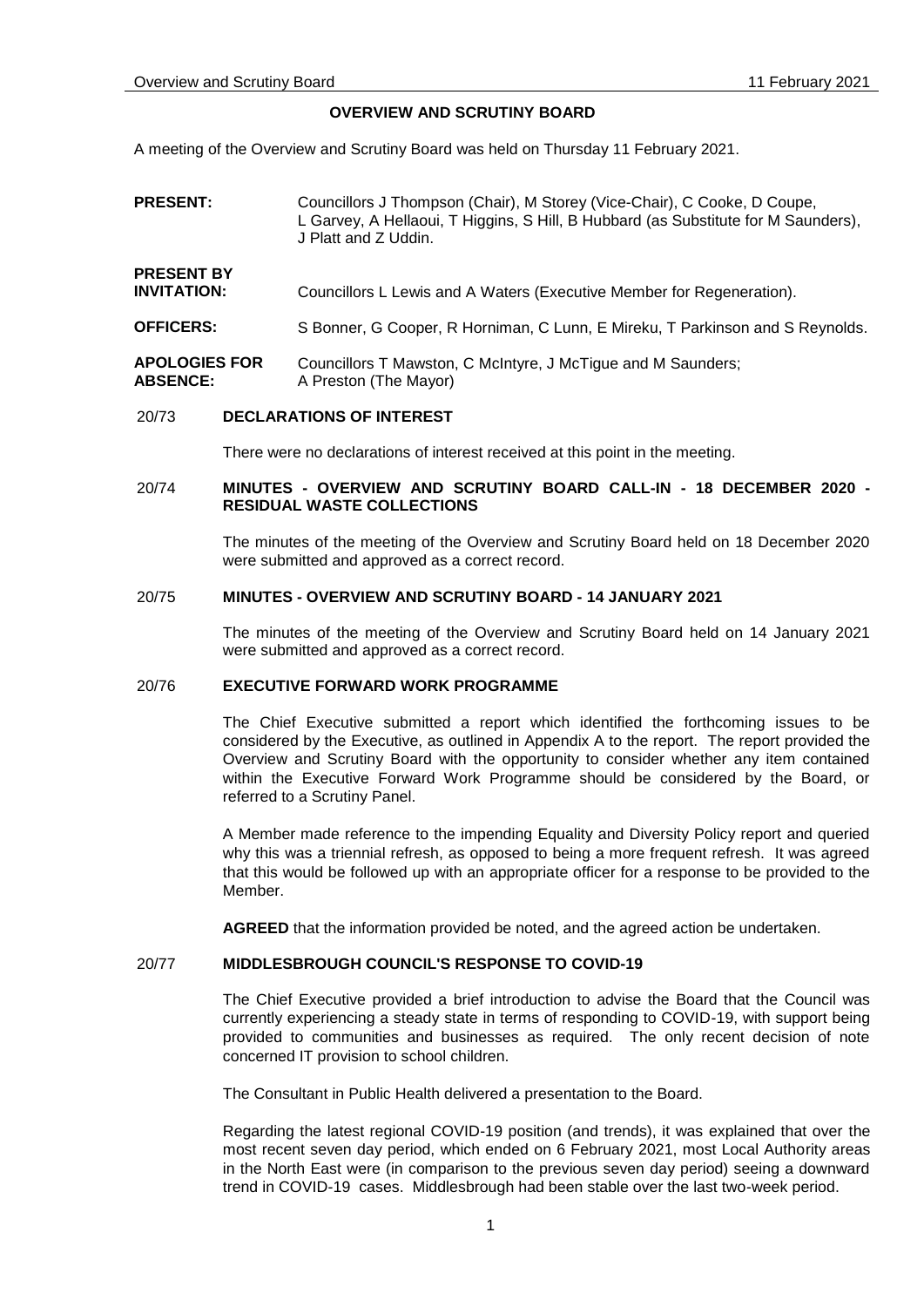# OVERVIEW AND SCRUTINY BOARD

A meeting of the Overview and Scrutiny Board was held on Thursday 11 February 2021.

**PRESENT:** Councillors J Thompson (Chair), M Storey (Vice-Chair), C Cooke, D Coupe, L Garvey, A Hellaoui, T Higgins, S Hill, B Hubbard (as Substitute for M Saunders), J Platt and Z Uddin.

**PRESENT BY INVITATION:** Councillors L Lewis and A Waters (Executive Member for Regeneration).

**OFFICERS:** S Bonner, G Cooper, R Horniman, C Lunn, E Mireku, T Parkinson and S Reynolds.

**APOLOGIES FOR ABSENCE:** Councillors T Mawston, C McIntyre, J McTigue and M Saunders; A Preston (The Mayor)

## 20/73 DECLARATIONS OF INTEREST

There were no declarations of interest received at this point in the meeting.

## 20/74 MINUTES - OVERVIEW AND SCRUTINY BOARD CALL-IN - 18 DECEMBER 2020 - RESIDUAL WASTE COLLECTIONS

The minutes of the meeting of the Overview and Scrutiny Board held on 18 December 2020 were submitted and approved as a correct record.

## 20/75 MINUTES - OVERVIEW AND SCRUTINY BOARD - 14 JANUARY 2021

The minutes of the meeting of the Overview and Scrutiny Board held on 14 January 2021 were submitted and approved as a correct record.

## 20/76 EXECUTIVE FORWARD WORK PROGRAMME

The Chief Executive submitted a report which identified the forthcoming issues to be considered by the Executive, as outlined in Appendix A to the report. The report provided the Overview and Scrutiny Board with the opportunity to consider whether any item contained within the Executive Forward Work Programme should be considered by the Board, or referred to a Scrutiny Panel.

A Member made reference to the impending Equality and Diversity Policy report and queried why this was a triennial refresh, as opposed to being a more frequent refresh. It was agreed that this would be followed up with an appropriate officer for a response to be provided to the Member.

**AGREED** that the information provided be noted, and the agreed action be undertaken.

## 20/77 MIDDLESBROUGH COUNCIL'S RESPONSE TO COVID-19

The Chief Executive provided a brief introduction to advise the Board that the Council was currently experiencing a steady state in terms of responding to COVID-19, with support being provided to communities and businesses as required. The only recent decision of note concerned IT provision to school children.

The Consultant in Public Health delivered a presentation to the Board.

Regarding the latest regional COVID-19 position (and trends), it was explained that over the most recent seven day period, which ended on 6 February 2021, most Local Authority areas in the North East were (in comparison to the previous seven day period) seeing a downward trend in COVID-19 cases. Middlesbrough had been stable over the last two-week period.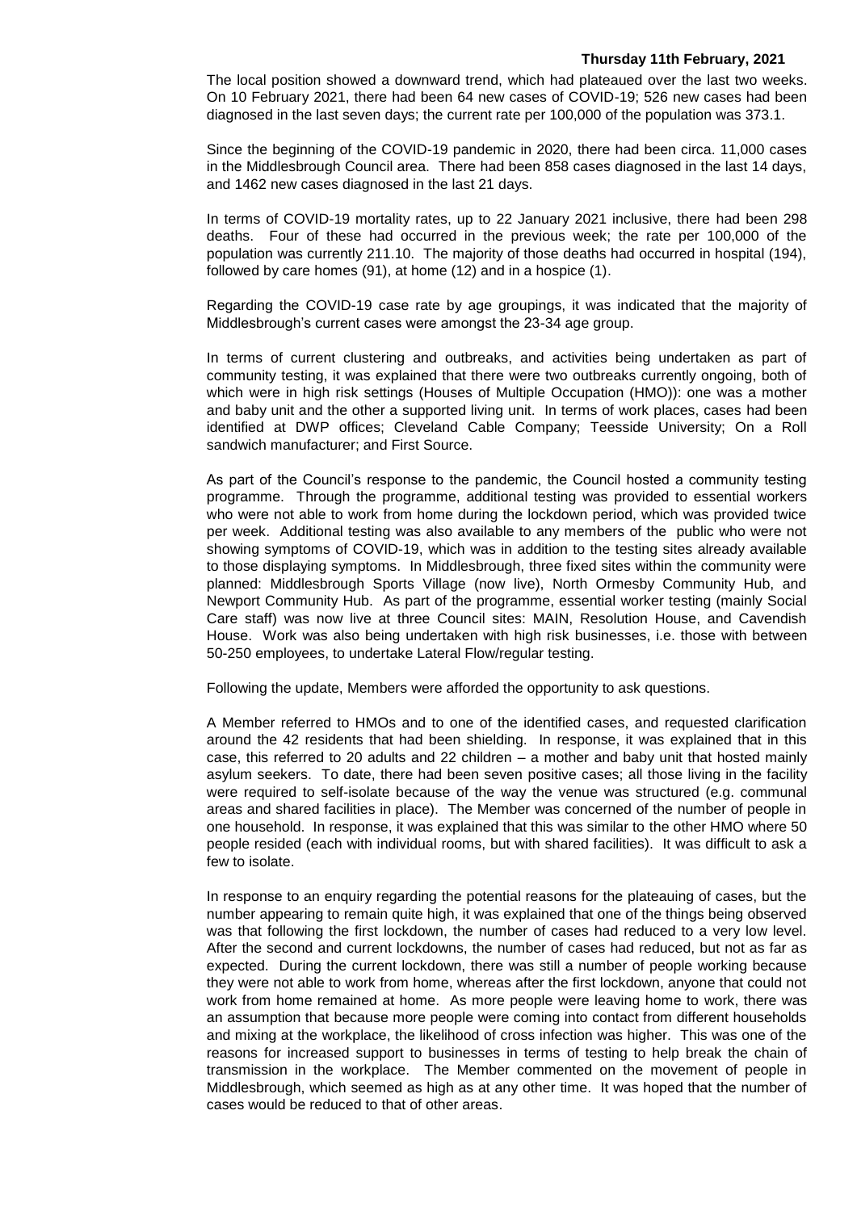The local position showed a downward trend, which had plateaued over the last two weeks. On 10 February 2021, there had been 64 new cases of COVID-19; 526 new cases had been diagnosed in the last seven days; the current rate per 100,000 of the population was 373.1.

Since the beginning of the COVID-19 pandemic in 2020, there had been circa. 11,000 cases in the Middlesbrough Council area. There had been 858 cases diagnosed in the last 14 days, and 1462 new cases diagnosed in the last 21 days.

In terms of COVID-19 mortality rates, up to 22 January 2021 inclusive, there had been 298 deaths. Four of these had occurred in the previous week; the rate per 100,000 of the population was currently 211.10. The majority of those deaths had occurred in hospital (194), followed by care homes (91), at home (12) and in a hospice (1).

Regarding the COVID-19 case rate by age groupings, it was indicated that the majority of Middlesbrough's current cases were amongst the 23-34 age group.

In terms of current clustering and outbreaks, and activities being undertaken as part of community testing, it was explained that there were two outbreaks currently ongoing, both of which were in high risk settings (Houses of Multiple Occupation (HMO)): one was a mother and baby unit and the other a supported living unit. In terms of work places, cases had been identified at DWP offices; Cleveland Cable Company; Teesside University; On a Roll sandwich manufacturer; and First Source.

As part of the Council's response to the pandemic, the Council hosted a community testing programme. Through the programme, additional testing was provided to essential workers who were not able to work from home during the lockdown period, which was provided twice per week. Additional testing was also available to any members of the public who were not showing symptoms of COVID-19, which was in addition to the testing sites already available to those displaying symptoms. In Middlesbrough, three fixed sites within the community were planned: Middlesbrough Sports Village (now live), North Ormesby Community Hub, and Newport Community Hub. As part of the programme, essential worker testing (mainly Social Care staff) was now live at three Council sites: MAIN, Resolution House, and Cavendish House. Work was also being undertaken with high risk businesses, i.e. those with between 50-250 employees, to undertake Lateral Flow/regular testing.

Following the update, Members were afforded the opportunity to ask questions.

A Member referred to HMOs and to one of the identified cases, and requested clarification around the 42 residents that had been shielding. In response, it was explained that in this case, this referred to 20 adults and 22 children – a mother and baby unit that hosted mainly asylum seekers. To date, there had been seven positive cases; all those living in the facility were required to self-isolate because of the way the venue was structured (e.g. communal areas and shared facilities in place). The Member was concerned of the number of people in one household. In response, it was explained that this was similar to the other HMO where 50 people resided (each with individual rooms, but with shared facilities). It was difficult to ask a few to isolate.

In response to an enquiry regarding the potential reasons for the plateauing of cases, but the number appearing to remain quite high, it was explained that one of the things being observed was that following the first lockdown, the number of cases had reduced to a very low level. After the second and current lockdowns, the number of cases had reduced, but not as far as expected. During the current lockdown, there was still a number of people working because they were not able to work from home, whereas after the first lockdown, anyone that could not work from home remained at home. As more people were leaving home to work, there was an assumption that because more people were coming into contact from different households and mixing at the workplace, the likelihood of cross infection was higher. This was one of the reasons for increased support to businesses in terms of testing to help break the chain of transmission in the workplace. The Member commented on the movement of people in Middlesbrough, which seemed as high as at any other time. It was hoped that the number of cases would be reduced to that of other areas.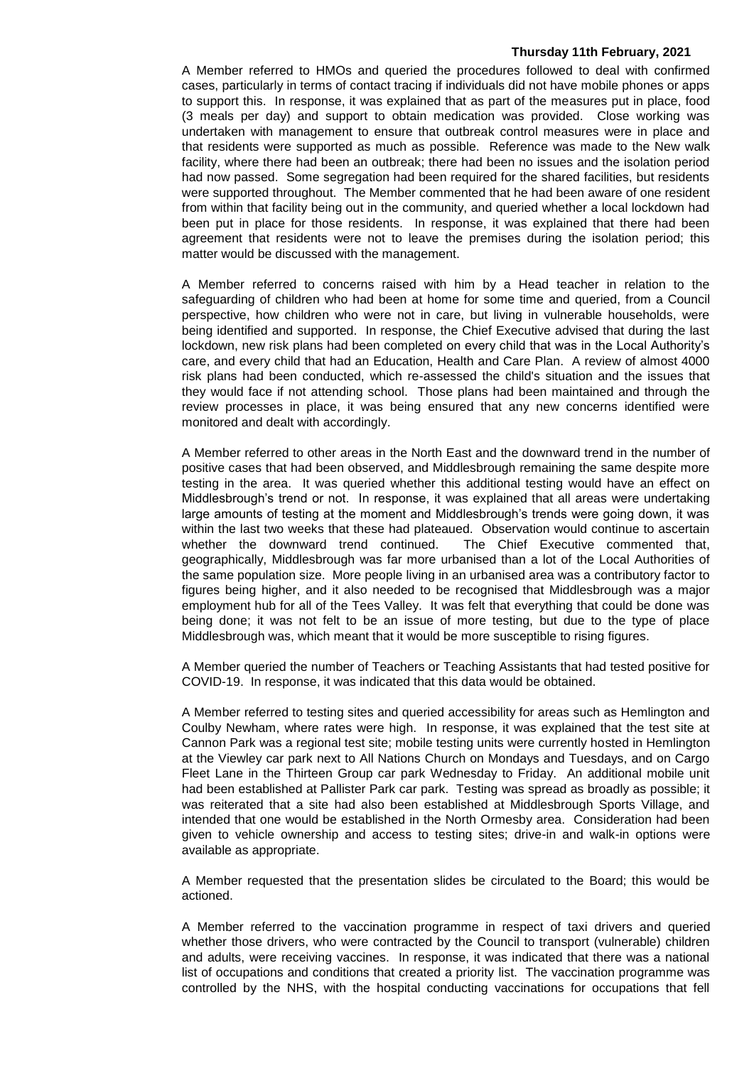A Member referred to HMOs and queried the procedures followed to deal with confirmed cases, particularly in terms of contact tracing if individuals did not have mobile phones or apps to support this. In response, it was explained that as part of the measures put in place, food (3 meals per day) and support to obtain medication was provided. Close working was undertaken with management to ensure that outbreak control measures were in place and that residents were supported as much as possible. Reference was made to the New walk facility, where there had been an outbreak; there had been no issues and the isolation period had now passed. Some segregation had been required for the shared facilities, but residents were supported throughout. The Member commented that he had been aware of one resident from within that facility being out in the community, and queried whether a local lockdown had been put in place for those residents. In response, it was explained that there had been agreement that residents were not to leave the premises during the isolation period; this matter would be discussed with the management.

A Member referred to concerns raised with him by a Head teacher in relation to the safeguarding of children who had been at home for some time and queried, from a Council perspective, how children who were not in care, but living in vulnerable households, were being identified and supported. In response, the Chief Executive advised that during the last lockdown, new risk plans had been completed on every child that was in the Local Authority's care, and every child that had an Education, Health and Care Plan. A review of almost 4000 risk plans had been conducted, which re-assessed the child's situation and the issues that they would face if not attending school. Those plans had been maintained and through the review processes in place, it was being ensured that any new concerns identified were monitored and dealt with accordingly.

A Member referred to other areas in the North East and the downward trend in the number of positive cases that had been observed, and Middlesbrough remaining the same despite more testing in the area. It was queried whether this additional testing would have an effect on Middlesbrough's trend or not. In response, it was explained that all areas were undertaking large amounts of testing at the moment and Middlesbrough's trends were going down, it was within the last two weeks that these had plateaued. Observation would continue to ascertain whether the downward trend continued. The Chief Executive commented that, geographically, Middlesbrough was far more urbanised than a lot of the Local Authorities of the same population size. More people living in an urbanised area was a contributory factor to figures being higher, and it also needed to be recognised that Middlesbrough was a major employment hub for all of the Tees Valley. It was felt that everything that could be done was being done; it was not felt to be an issue of more testing, but due to the type of place Middlesbrough was, which meant that it would be more susceptible to rising figures.

A Member queried the number of Teachers or Teaching Assistants that had tested positive for COVID-19. In response, it was indicated that this data would be obtained.

A Member referred to testing sites and queried accessibility for areas such as Hemlington and Coulby Newham, where rates were high. In response, it was explained that the test site at Cannon Park was a regional test site; mobile testing units were currently hosted in Hemlington at the Viewley car park next to All Nations Church on Mondays and Tuesdays, and on Cargo Fleet Lane in the Thirteen Group car park Wednesday to Friday. An additional mobile unit had been established at Pallister Park car park. Testing was spread as broadly as possible; it was reiterated that a site had also been established at Middlesbrough Sports Village, and intended that one would be established in the North Ormesby area. Consideration had been given to vehicle ownership and access to testing sites; drive-in and walk-in options were available as appropriate.

A Member requested that the presentation slides be circulated to the Board; this would be actioned.

A Member referred to the vaccination programme in respect of taxi drivers and queried whether those drivers, who were contracted by the Council to transport (vulnerable) children and adults, were receiving vaccines. In response, it was indicated that there was a national list of occupations and conditions that created a priority list. The vaccination programme was controlled by the NHS, with the hospital conducting vaccinations for occupations that fell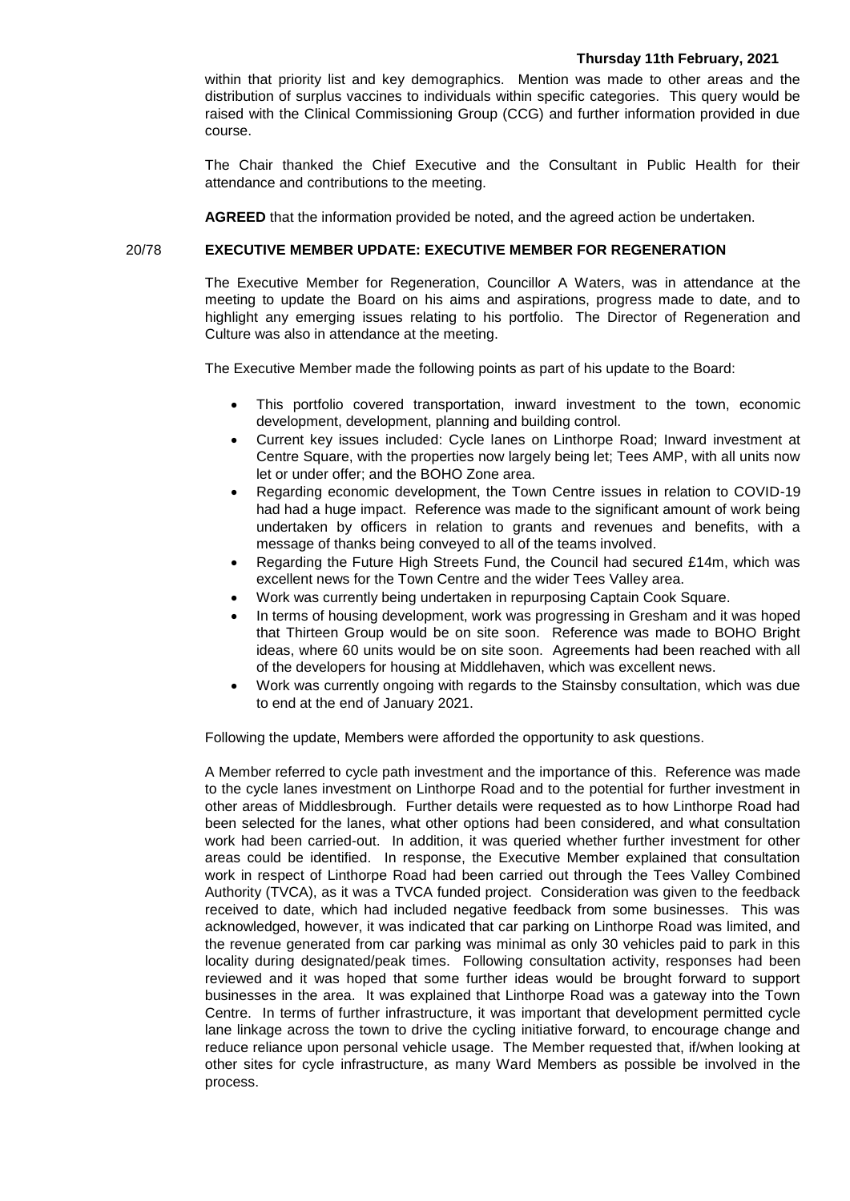within that priority list and key demographics. Mention was made to other areas and the distribution of surplus vaccines to individuals within specific categories. This query would be raised with the Clinical Commissioning Group (CCG) and further information provided in due course.

The Chair thanked the Chief Executive and the Consultant in Public Health for their attendance and contributions to the meeting.

**AGREED** that the information provided be noted, and the agreed action be undertaken.

## 20/78 EXECUTIVE MEMBER UPDATE: EXECUTIVE MEMBER FOR REGENERATION

The Executive Member for Regeneration, Councillor A Waters, was in attendance at the meeting to update the Board on his aims and aspirations, progress made to date, and to highlight any emerging issues relating to his portfolio. The Director of Regeneration and Culture was also in attendance at the meeting.

The Executive Member made the following points as part of his update to the Board:

- This portfolio covered transportation, inward investment to the town, economic development, development, planning and building control.
- Current key issues included: Cycle lanes on Linthorpe Road; Inward investment at Centre Square, with the properties now largely being let; Tees AMP, with all units now let or under offer; and the BOHO Zone area.
- Regarding economic development, the Town Centre issues in relation to COVID-19 had had a huge impact. Reference was made to the significant amount of work being undertaken by officers in relation to grants and revenues and benefits, with a message of thanks being conveyed to all of the teams involved.
- Regarding the Future High Streets Fund, the Council had secured £14m, which was excellent news for the Town Centre and the wider Tees Valley area.
- Work was currently being undertaken in repurposing Captain Cook Square.
- In terms of housing development, work was progressing in Gresham and it was hoped that Thirteen Group would be on site soon. Reference was made to BOHO Bright ideas, where 60 units would be on site soon. Agreements had been reached with all of the developers for housing at Middlehaven, which was excellent news.
- Work was currently ongoing with regards to the Stainsby consultation, which was due to end at the end of January 2021.

Following the update, Members were afforded the opportunity to ask questions.

A Member referred to cycle path investment and the importance of this. Reference was made to the cycle lanes investment on Linthorpe Road and to the potential for further investment in other areas of Middlesbrough. Further details were requested as to how Linthorpe Road had been selected for the lanes, what other options had been considered, and what consultation work had been carried-out. In addition, it was queried whether further investment for other areas could be identified. In response, the Executive Member explained that consultation work in respect of Linthorpe Road had been carried out through the Tees Valley Combined Authority (TVCA), as it was a TVCA funded project. Consideration was given to the feedback received to date, which had included negative feedback from some businesses. This was acknowledged, however, it was indicated that car parking on Linthorpe Road was limited, and the revenue generated from car parking was minimal as only 30 vehicles paid to park in this locality during designated/peak times. Following consultation activity, responses had been reviewed and it was hoped that some further ideas would be brought forward to support businesses in the area. It was explained that Linthorpe Road was a gateway into the Town Centre. In terms of further infrastructure, it was important that development permitted cycle lane linkage across the town to drive the cycling initiative forward, to encourage change and reduce reliance upon personal vehicle usage. The Member requested that, if/when looking at other sites for cycle infrastructure, as many Ward Members as possible be involved in the process.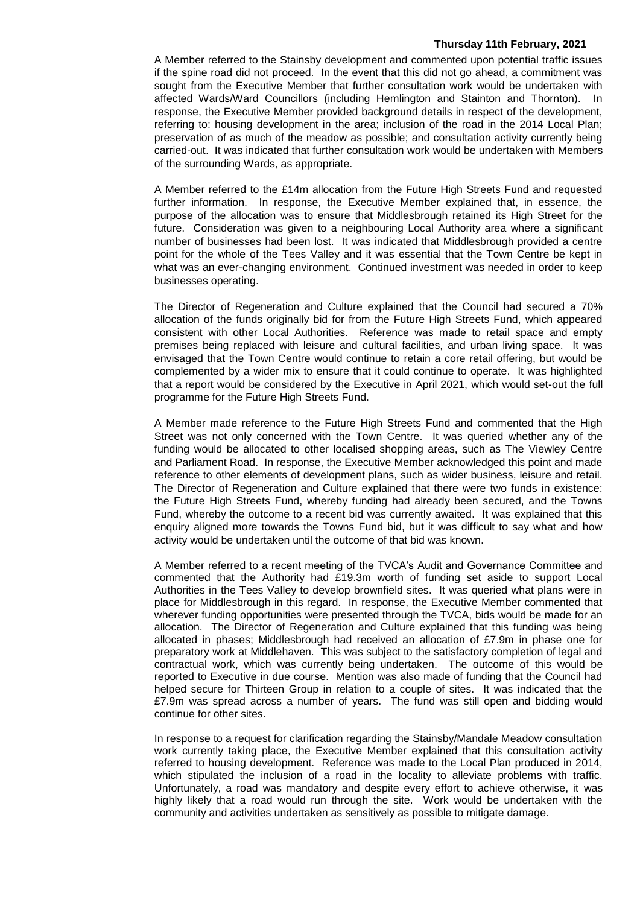A Member referred to the Stainsby development and commented upon potential traffic issues if the spine road did not proceed. In the event that this did not go ahead, a commitment was sought from the Executive Member that further consultation work would be undertaken with affected Wards/Ward Councillors (including Hemlington and Stainton and Thornton). In response, the Executive Member provided background details in respect of the development, referring to: housing development in the area; inclusion of the road in the 2014 Local Plan; preservation of as much of the meadow as possible; and consultation activity currently being carried-out. It was indicated that further consultation work would be undertaken with Members of the surrounding Wards, as appropriate.

A Member referred to the £14m allocation from the Future High Streets Fund and requested further information. In response, the Executive Member explained that, in essence, the purpose of the allocation was to ensure that Middlesbrough retained its High Street for the future. Consideration was given to a neighbouring Local Authority area where a significant number of businesses had been lost. It was indicated that Middlesbrough provided a centre point for the whole of the Tees Valley and it was essential that the Town Centre be kept in what was an ever-changing environment. Continued investment was needed in order to keep businesses operating.

The Director of Regeneration and Culture explained that the Council had secured a 70% allocation of the funds originally bid for from the Future High Streets Fund, which appeared consistent with other Local Authorities. Reference was made to retail space and empty premises being replaced with leisure and cultural facilities, and urban living space. It was envisaged that the Town Centre would continue to retain a core retail offering, but would be complemented by a wider mix to ensure that it could continue to operate. It was highlighted that a report would be considered by the Executive in April 2021, which would set-out the full programme for the Future High Streets Fund.

A Member made reference to the Future High Streets Fund and commented that the High Street was not only concerned with the Town Centre. It was queried whether any of the funding would be allocated to other localised shopping areas, such as The Viewley Centre and Parliament Road. In response, the Executive Member acknowledged this point and made reference to other elements of development plans, such as wider business, leisure and retail. The Director of Regeneration and Culture explained that there were two funds in existence: the Future High Streets Fund, whereby funding had already been secured, and the Towns Fund, whereby the outcome to a recent bid was currently awaited. It was explained that this enquiry aligned more towards the Towns Fund bid, but it was difficult to say what and how activity would be undertaken until the outcome of that bid was known.

A Member referred to a recent meeting of the TVCA's Audit and Governance Committee and commented that the Authority had £19.3m worth of funding set aside to support Local Authorities in the Tees Valley to develop brownfield sites. It was queried what plans were in place for Middlesbrough in this regard. In response, the Executive Member commented that wherever funding opportunities were presented through the TVCA, bids would be made for an allocation. The Director of Regeneration and Culture explained that this funding was being allocated in phases; Middlesbrough had received an allocation of £7.9m in phase one for preparatory work at Middlehaven. This was subject to the satisfactory completion of legal and contractual work, which was currently being undertaken. The outcome of this would be reported to Executive in due course. Mention was also made of funding that the Council had helped secure for Thirteen Group in relation to a couple of sites. It was indicated that the £7.9m was spread across a number of years. The fund was still open and bidding would continue for other sites.

In response to a request for clarification regarding the Stainsby/Mandale Meadow consultation work currently taking place, the Executive Member explained that this consultation activity referred to housing development. Reference was made to the Local Plan produced in 2014, which stipulated the inclusion of a road in the locality to alleviate problems with traffic. Unfortunately, a road was mandatory and despite every effort to achieve otherwise, it was highly likely that a road would run through the site. Work would be undertaken with the community and activities undertaken as sensitively as possible to mitigate damage.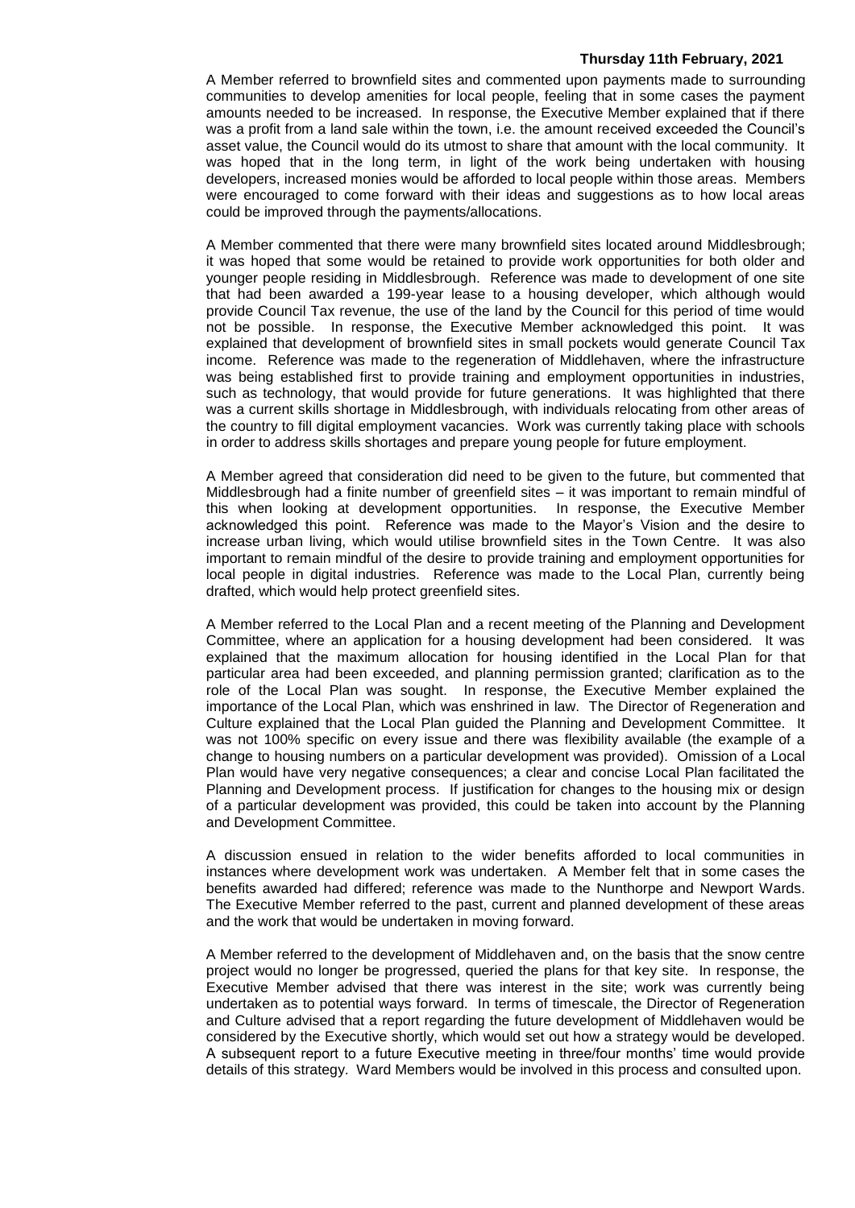A Member referred to brownfield sites and commented upon payments made to surrounding communities to develop amenities for local people, feeling that in some cases the payment amounts needed to be increased. In response, the Executive Member explained that if there was a profit from a land sale within the town, i.e. the amount received exceeded the Council's asset value, the Council would do its utmost to share that amount with the local community. It was hoped that in the long term, in light of the work being undertaken with housing developers, increased monies would be afforded to local people within those areas. Members were encouraged to come forward with their ideas and suggestions as to how local areas could be improved through the payments/allocations.

A Member commented that there were many brownfield sites located around Middlesbrough; it was hoped that some would be retained to provide work opportunities for both older and younger people residing in Middlesbrough. Reference was made to development of one site that had been awarded a 199-year lease to a housing developer, which although would provide Council Tax revenue, the use of the land by the Council for this period of time would not be possible. In response, the Executive Member acknowledged this point. It was explained that development of brownfield sites in small pockets would generate Council Tax income. Reference was made to the regeneration of Middlehaven, where the infrastructure was being established first to provide training and employment opportunities in industries, such as technology, that would provide for future generations. It was highlighted that there was a current skills shortage in Middlesbrough, with individuals relocating from other areas of the country to fill digital employment vacancies. Work was currently taking place with schools in order to address skills shortages and prepare young people for future employment.

A Member agreed that consideration did need to be given to the future, but commented that Middlesbrough had a finite number of greenfield sites – it was important to remain mindful of this when looking at development opportunities. In response, the Executive Member acknowledged this point. Reference was made to the Mayor's Vision and the desire to increase urban living, which would utilise brownfield sites in the Town Centre. It was also important to remain mindful of the desire to provide training and employment opportunities for local people in digital industries. Reference was made to the Local Plan, currently being drafted, which would help protect greenfield sites.

A Member referred to the Local Plan and a recent meeting of the Planning and Development Committee, where an application for a housing development had been considered. It was explained that the maximum allocation for housing identified in the Local Plan for that particular area had been exceeded, and planning permission granted; clarification as to the role of the Local Plan was sought. In response, the Executive Member explained the importance of the Local Plan, which was enshrined in law. The Director of Regeneration and Culture explained that the Local Plan guided the Planning and Development Committee. It was not 100% specific on every issue and there was flexibility available (the example of a change to housing numbers on a particular development was provided). Omission of a Local Plan would have very negative consequences; a clear and concise Local Plan facilitated the Planning and Development process. If justification for changes to the housing mix or design of a particular development was provided, this could be taken into account by the Planning and Development Committee.

A discussion ensued in relation to the wider benefits afforded to local communities in instances where development work was undertaken. A Member felt that in some cases the benefits awarded had differed; reference was made to the Nunthorpe and Newport Wards. The Executive Member referred to the past, current and planned development of these areas and the work that would be undertaken in moving forward.

A Member referred to the development of Middlehaven and, on the basis that the snow centre project would no longer be progressed, queried the plans for that key site. In response, the Executive Member advised that there was interest in the site; work was currently being undertaken as to potential ways forward. In terms of timescale, the Director of Regeneration and Culture advised that a report regarding the future development of Middlehaven would be considered by the Executive shortly, which would set out how a strategy would be developed. A subsequent report to a future Executive meeting in three/four months' time would provide details of this strategy. Ward Members would be involved in this process and consulted upon.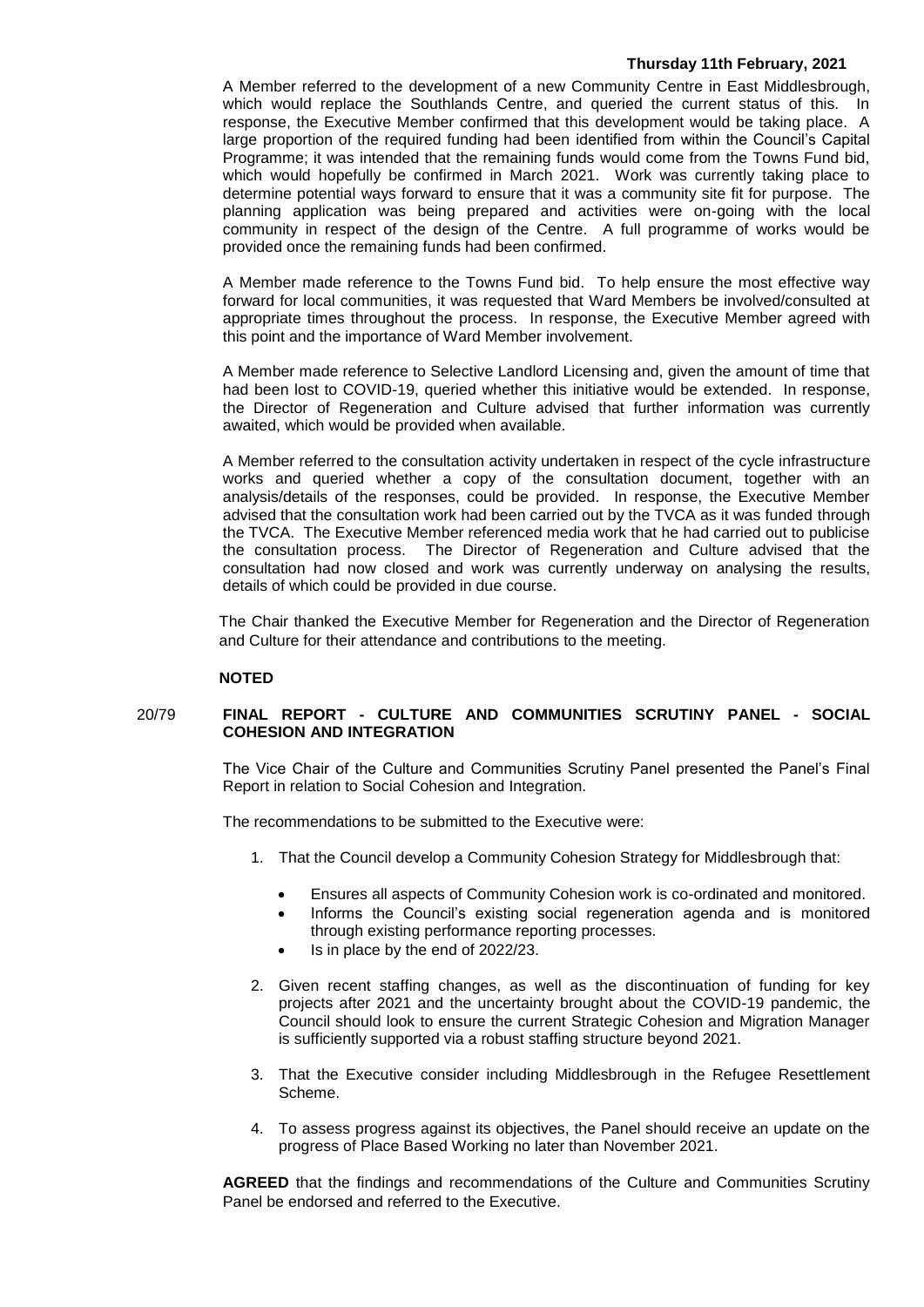A Member referred to the development of a new Community Centre in East Middlesbrough, which would replace the Southlands Centre, and queried the current status of this. In response, the Executive Member confirmed that this development would be taking place. A large proportion of the required funding had been identified from within the Council's Capital Programme; it was intended that the remaining funds would come from the Towns Fund bid, which would hopefully be confirmed in March 2021. Work was currently taking place to determine potential ways forward to ensure that it was a community site fit for purpose. The planning application was being prepared and activities were on-going with the local community in respect of the design of the Centre. A full programme of works would be provided once the remaining funds had been confirmed.

A Member made reference to the Towns Fund bid. To help ensure the most effective way forward for local communities, it was requested that Ward Members be involved/consulted at appropriate times throughout the process. In response, the Executive Member agreed with this point and the importance of Ward Member involvement.

A Member made reference to Selective Landlord Licensing and, given the amount of time that had been lost to COVID-19, queried whether this initiative would be extended. In response, the Director of Regeneration and Culture advised that further information was currently awaited, which would be provided when available.

A Member referred to the consultation activity undertaken in respect of the cycle infrastructure works and queried whether a copy of the consultation document, together with an analysis/details of the responses, could be provided. In response, the Executive Member advised that the consultation work had been carried out by the TVCA as it was funded through the TVCA. The Executive Member referenced media work that he had carried out to publicise the consultation process. The Director of Regeneration and Culture advised that the consultation had now closed and work was currently underway on analysing the results, details of which could be provided in due course.

The Chair thanked the Executive Member for Regeneration and the Director of Regeneration and Culture for their attendance and contributions to the meeting.

**NOTED**

## 20/79 FINAL REPORT - CULTURE AND COMMUNITIES SCRUTINY PANEL - SOCIAL COHESION AND INTEGRATION

The Vice Chair of the Culture and Communities Scrutiny Panel presented the Panel's Final Report in relation to Social Cohesion and Integration.

The recommendations to be submitted to the Executive were:

1. That the Council develop a Community Cohesion Strategy for Middlesbrough that:
   - Ensures all aspects of Community Cohesion work is co-ordinated and monitored.
   - Informs the Council's existing social regeneration agenda and is monitored through existing performance reporting processes.
   - Is in place by the end of 2022/23.
2. Given recent staffing changes, as well as the discontinuation of funding for key projects after 2021 and the uncertainty brought about the COVID-19 pandemic, the Council should look to ensure the current Strategic Cohesion and Migration Manager is sufficiently supported via a robust staffing structure beyond 2021.
3. That the Executive consider including Middlesbrough in the Refugee Resettlement Scheme.
4. To assess progress against its objectives, the Panel should receive an update on the progress of Place Based Working no later than November 2021.

**AGREED** that the findings and recommendations of the Culture and Communities Scrutiny Panel be endorsed and referred to the Executive.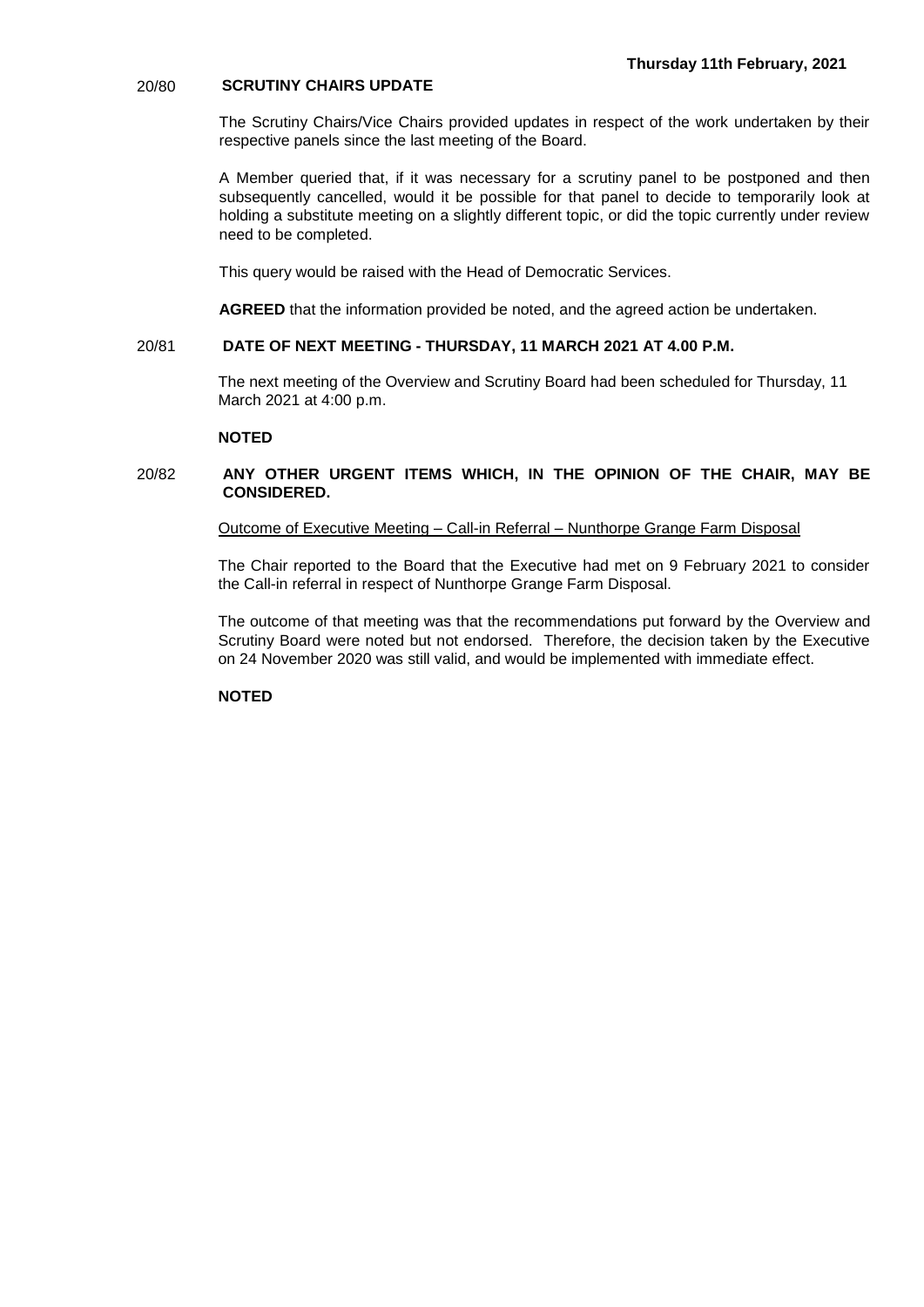**Thursday 11th February, 2021**

### 20/80 SCRUTINY CHAIRS UPDATE

The Scrutiny Chairs/Vice Chairs provided updates in respect of the work undertaken by their respective panels since the last meeting of the Board.

A Member queried that, if it was necessary for a scrutiny panel to be postponed and then subsequently cancelled, would it be possible for that panel to decide to temporarily look at holding a substitute meeting on a slightly different topic, or did the topic currently under review need to be completed.

This query would be raised with the Head of Democratic Services.

**AGREED** that the information provided be noted, and the agreed action be undertaken.

### 20/81 DATE OF NEXT MEETING - THURSDAY, 11 MARCH 2021 AT 4.00 P.M.

The next meeting of the Overview and Scrutiny Board had been scheduled for Thursday, 11 March 2021 at 4:00 p.m.

**NOTED**

### 20/82 ANY OTHER URGENT ITEMS WHICH, IN THE OPINION OF THE CHAIR, MAY BE CONSIDERED.

Outcome of Executive Meeting – Call-in Referral – Nunthorpe Grange Farm Disposal

The Chair reported to the Board that the Executive had met on 9 February 2021 to consider the Call-in referral in respect of Nunthorpe Grange Farm Disposal.

The outcome of that meeting was that the recommendations put forward by the Overview and Scrutiny Board were noted but not endorsed. Therefore, the decision taken by the Executive on 24 November 2020 was still valid, and would be implemented with immediate effect.

**NOTED**